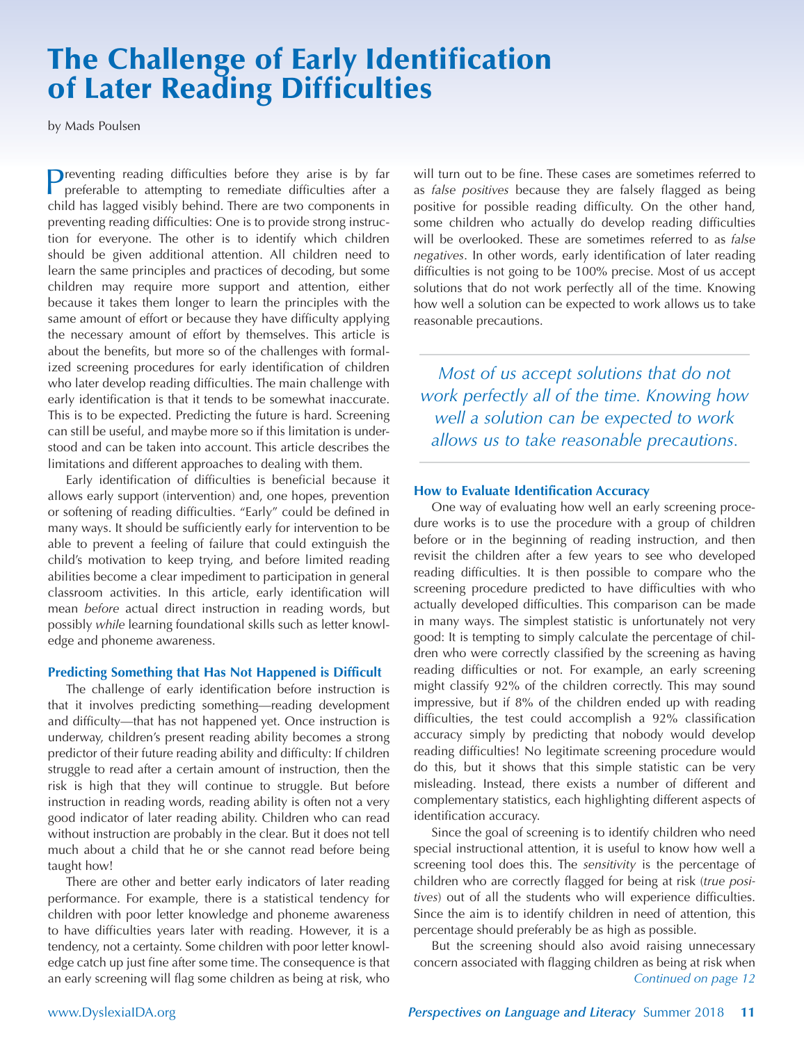# The Challenge of Early Identification of Later Reading Difficulties

by Mads Poulsen

Preventing reading difficulties before they arise is by far preferable to attempting to remediate difficulties after a child has lagged visibly behind. There are two components in preventing reading difficulties: One is to provide strong instruction for everyone. The other is to identify which children should be given additional attention. All children need to learn the same principles and practices of decoding, but some children may require more support and attention, either because it takes them longer to learn the principles with the same amount of effort or because they have difficulty applying the necessary amount of effort by themselves. This article is about the benefits, but more so of the challenges with formalized screening procedures for early identification of children who later develop reading difficulties. The main challenge with early identification is that it tends to be somewhat inaccurate. This is to be expected. Predicting the future is hard. Screening can still be useful, and maybe more so if this limitation is understood and can be taken into account. This article describes the limitations and different approaches to dealing with them.

Early identification of difficulties is beneficial because it allows early support (intervention) and, one hopes, prevention or softening of reading difficulties. "Early" could be defined in many ways. It should be sufficiently early for intervention to be able to prevent a feeling of failure that could extinguish the child's motivation to keep trying, and before limited reading abilities become a clear impediment to participation in general classroom activities. In this article, early identification will mean *before* actual direct instruction in reading words, but possibly *while* learning foundational skills such as letter knowledge and phoneme awareness.

### Predicting Something that Has Not Happened is Difficult

The challenge of early identification before instruction is that it involves predicting something—reading development and difficulty—that has not happened yet. Once instruction is underway, children's present reading ability becomes a strong predictor of their future reading ability and difficulty: If children struggle to read after a certain amount of instruction, then the risk is high that they will continue to struggle. But before instruction in reading words, reading ability is often not a very good indicator of later reading ability. Children who can read without instruction are probably in the clear. But it does not tell much about a child that he or she cannot read before being taught how!

There are other and better early indicators of later reading performance. For example, there is a statistical tendency for children with poor letter knowledge and phoneme awareness to have difficulties years later with reading. However, it is a tendency, not a certainty. Some children with poor letter knowledge catch up just fine after some time. The consequence is that an early screening will flag some children as being at risk, who will turn out to be fine. These cases are sometimes referred to as *false positives* because they are falsely flagged as being positive for possible reading difficulty. On the other hand, some children who actually do develop reading difficulties will be overlooked. These are sometimes referred to as *false negatives*. In other words, early identification of later reading difficulties is not going to be 100% precise. Most of us accept solutions that do not work perfectly all of the time. Knowing how well a solution can be expected to work allows us to take reasonable precautions.

> *Most of us accept solutions that do not work perfectly all of the time. Knowing how well a solution can be expected to work allows us to take reasonable precautions.*

### How to Evaluate Identification Accuracy

One way of evaluating how well an early screening procedure works is to use the procedure with a group of children before or in the beginning of reading instruction, and then revisit the children after a few years to see who developed reading difficulties. It is then possible to compare who the screening procedure predicted to have difficulties with who actually developed difficulties. This comparison can be made in many ways. The simplest statistic is unfortunately not very good: It is tempting to simply calculate the percentage of children who were correctly classified by the screening as having reading difficulties or not. For example, an early screening might classify 92% of the children correctly. This may sound impressive, but if 8% of the children ended up with reading difficulties, the test could accomplish a 92% classification accuracy simply by predicting that nobody would develop reading difficulties! No legitimate screening procedure would do this, but it shows that this simple statistic can be very misleading. Instead, there exists a number of different and complementary statistics, each highlighting different aspects of identification accuracy.

Since the goal of screening is to identify children who need special instructional attention, it is useful to know how well a screening tool does this. The *sensitivity* is the percentage of children who are correctly flagged for being at risk (*true positives*) out of all the students who will experience difficulties. Since the aim is to identify children in need of attention, this percentage should preferably be as high as possible.

But the screening should also avoid raising unnecessary concern associated with flagging children as being at risk when

*Continued on page 12*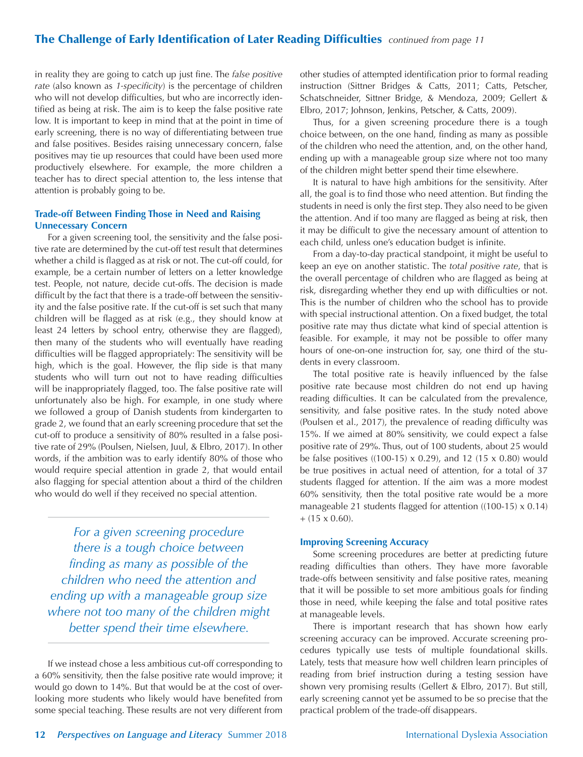in reality they are going to catch up just fine. The *false positive rate* (also known as *1-specificity*) is the percentage of children who will not develop difficulties, but who are incorrectly identified as being at risk. The aim is to keep the false positive rate low. It is important to keep in mind that at the point in time of early screening, there is no way of differentiating between true and false positives. Besides raising unnecessary concern, false positives may tie up resources that could have been used more productively elsewhere. For example, the more children a teacher has to direct special attention to, the less intense that attention is probably going to be.

### Trade-off Between Finding Those in Need and Raising Unnecessary Concern

For a given screening tool, the sensitivity and the false positive rate are determined by the cut-off test result that determines whether a child is flagged as at risk or not. The cut-off could, for example, be a certain number of letters on a letter knowledge test. People, not nature, decide cut-offs. The decision is made difficult by the fact that there is a trade-off between the sensitivity and the false positive rate. If the cut-off is set such that many children will be flagged as at risk (e.g., they should know at least 24 letters by school entry, otherwise they are flagged), then many of the students who will eventually have reading difficulties will be flagged appropriately: The sensitivity will be high, which is the goal. However, the flip side is that many students who will turn out not to have reading difficulties will be inappropriately flagged, too. The false positive rate will unfortunately also be high. For example, in one study where we followed a group of Danish students from kindergarten to grade 2, we found that an early screening procedure that set the cut-off to produce a sensitivity of 80% resulted in a false positive rate of 29% (Poulsen, Nielsen, Juul, & Elbro, 2017). In other words, if the ambition was to early identify 80% of those who would require special attention in grade 2, that would entail also flagging for special attention about a third of the children who would do well if they received no special attention.

> *For a given screening procedure there is a tough choice between finding as many as possible of the children who need the attention and ending up with a manageable group size where not too many of the children might better spend their time elsewhere.*

If we instead chose a less ambitious cut-off corresponding to a 60% sensitivity, then the false positive rate would improve; it would go down to 14%. But that would be at the cost of overlooking more students who likely would have benefited from some special teaching. These results are not very different from other studies of attempted identification prior to formal reading instruction (Sittner Bridges & Catts, 2011; Catts, Petscher, Schatschneider, Sittner Bridge, & Mendoza, 2009; Gellert & Elbro, 2017; Johnson, Jenkins, Petscher, & Catts, 2009).

Thus, for a given screening procedure there is a tough choice between, on the one hand, finding as many as possible of the children who need the attention, and, on the other hand, ending up with a manageable group size where not too many of the children might better spend their time elsewhere.

It is natural to have high ambitions for the sensitivity. After all, the goal is to find those who need attention. But finding the students in need is only the first step. They also need to be given the attention. And if too many are flagged as being at risk, then it may be difficult to give the necessary amount of attention to each child, unless one's education budget is infinite.

From a day-to-day practical standpoint, it might be useful to keep an eye on another statistic. The *total positive rate*, that is the overall percentage of children who are flagged as being at risk, disregarding whether they end up with difficulties or not. This is the number of children who the school has to provide with special instructional attention. On a fixed budget, the total positive rate may thus dictate what kind of special attention is feasible. For example, it may not be possible to offer many hours of one-on-one instruction for, say, one third of the students in every classroom.

The total positive rate is heavily influenced by the false positive rate because most children do not end up having reading difficulties. It can be calculated from the prevalence, sensitivity, and false positive rates. In the study noted above (Poulsen et al., 2017), the prevalence of reading difficulty was 15%. If we aimed at 80% sensitivity, we could expect a false positive rate of 29%. Thus, out of 100 students, about 25 would be false positives ((100-15) x 0.29), and 12 (15 x 0.80) would be true positives in actual need of attention, for a total of 37 students flagged for attention. If the aim was a more modest 60% sensitivity, then the total positive rate would be a more manageable 21 students flagged for attention ((100-15) x 0.14) + (15 x 0.60).

### Improving Screening Accuracy

Some screening procedures are better at predicting future reading difficulties than others. They have more favorable trade-offs between sensitivity and false positive rates, meaning that it will be possible to set more ambitious goals for finding those in need, while keeping the false and total positive rates at manageable levels.

There is important research that has shown how early screening accuracy can be improved. Accurate screening procedures typically use tests of multiple foundational skills. Lately, tests that measure how well children learn principles of reading from brief instruction during a testing session have shown very promising results (Gellert & Elbro, 2017). But still, early screening cannot yet be assumed to be so precise that the practical problem of the trade-off disappears.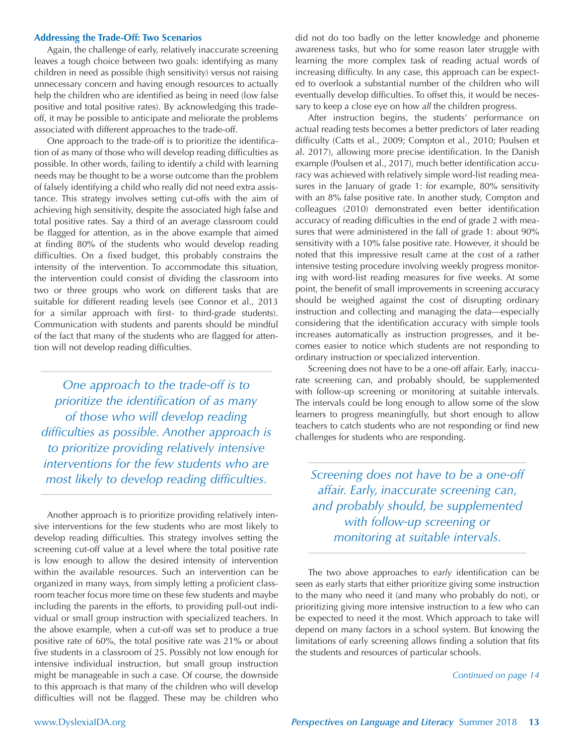### Addressing the Trade-Off: Two Scenarios

Again, the challenge of early, relatively inaccurate screening leaves a tough choice between two goals: identifying as many children in need as possible (high sensitivity) versus not raising unnecessary concern and having enough resources to actually help the children who are identified as being in need (low false positive and total positive rates). By acknowledging this trade-off, it may be possible to anticipate and meliorate the problems associated with different approaches to the trade-off.

One approach to the trade-off is to prioritize the identification of as many of those who will develop reading difficulties as possible. In other words, failing to identify a child with learning needs may be thought to be a worse outcome than the problem of falsely identifying a child who really did not need extra assistance. This strategy involves setting cut-offs with the aim of achieving high sensitivity, despite the associated high false and total positive rates. Say a third of an average classroom could be flagged for attention, as in the above example that aimed at finding 80% of the students who would develop reading difficulties. On a fixed budget, this probably constrains the intensity of the intervention. To accommodate this situation, the intervention could consist of dividing the classroom into two or three groups who work on different tasks that are suitable for different reading levels (see Connor et al., 2013 for a similar approach with first- to third-grade students). Communication with students and parents should be mindful of the fact that many of the students who are flagged for attention will not develop reading difficulties.

*One approach to the trade-off is to prioritize the identification of as many of those who will develop reading difficulties as possible. Another approach is to prioritize providing relatively intensive interventions for the few students who are most likely to develop reading difficulties.*

Another approach is to prioritize providing relatively intensive interventions for the few students who are most likely to develop reading difficulties. This strategy involves setting the screening cut-off value at a level where the total positive rate is low enough to allow the desired intensity of intervention within the available resources. Such an intervention can be organized in many ways, from simply letting a proficient classroom teacher focus more time on these few students and maybe including the parents in the efforts, to providing pull-out individual or small group instruction with specialized teachers. In the above example, when a cut-off was set to produce a true positive rate of 60%, the total positive rate was 21% or about five students in a classroom of 25. Possibly not low enough for intensive individual instruction, but small group instruction might be manageable in such a case. Of course, the downside to this approach is that many of the children who will develop difficulties will not be flagged. These may be children who did not do too badly on the letter knowledge and phoneme awareness tasks, but who for some reason later struggle with learning the more complex task of reading actual words of increasing difficulty. In any case, this approach can be expected to overlook a substantial number of the children who will eventually develop difficulties. To offset this, it would be necessary to keep a close eye on how *all* the children progress.

After instruction begins, the students' performance on actual reading tests becomes a better predictors of later reading difficulty (Catts et al., 2009; Compton et al., 2010; Poulsen et al. 2017), allowing more precise identification. In the Danish example (Poulsen et al., 2017), much better identification accuracy was achieved with relatively simple word-list reading measures in the January of grade 1: for example, 80% sensitivity with an 8% false positive rate. In another study, Compton and colleagues (2010) demonstrated even better identification accuracy of reading difficulties in the end of grade 2 with measures that were administered in the fall of grade 1: about 90% sensitivity with a 10% false positive rate. However, it should be noted that this impressive result came at the cost of a rather intensive testing procedure involving weekly progress monitoring with word-list reading measures for five weeks. At some point, the benefit of small improvements in screening accuracy should be weighed against the cost of disrupting ordinary instruction and collecting and managing the data—especially considering that the identification accuracy with simple tools increases automatically as instruction progresses, and it becomes easier to notice which students are not responding to ordinary instruction or specialized intervention.

Screening does not have to be a one-off affair. Early, inaccurate screening can, and probably should, be supplemented with follow-up screening or monitoring at suitable intervals. The intervals could be long enough to allow some of the slow learners to progress meaningfully, but short enough to allow teachers to catch students who are not responding or find new challenges for students who are responding.

*Screening does not have to be a one-off affair. Early, inaccurate screening can, and probably should, be supplemented with follow-up screening or monitoring at suitable intervals.*

The two above approaches to *early* identification can be seen as early starts that either prioritize giving some instruction to the many who need it (and many who probably do not), or prioritizing giving more intensive instruction to a few who can be expected to need it the most. Which approach to take will depend on many factors in a school system. But knowing the limitations of early screening allows finding a solution that fits the students and resources of particular schools.

*Continued on page 14*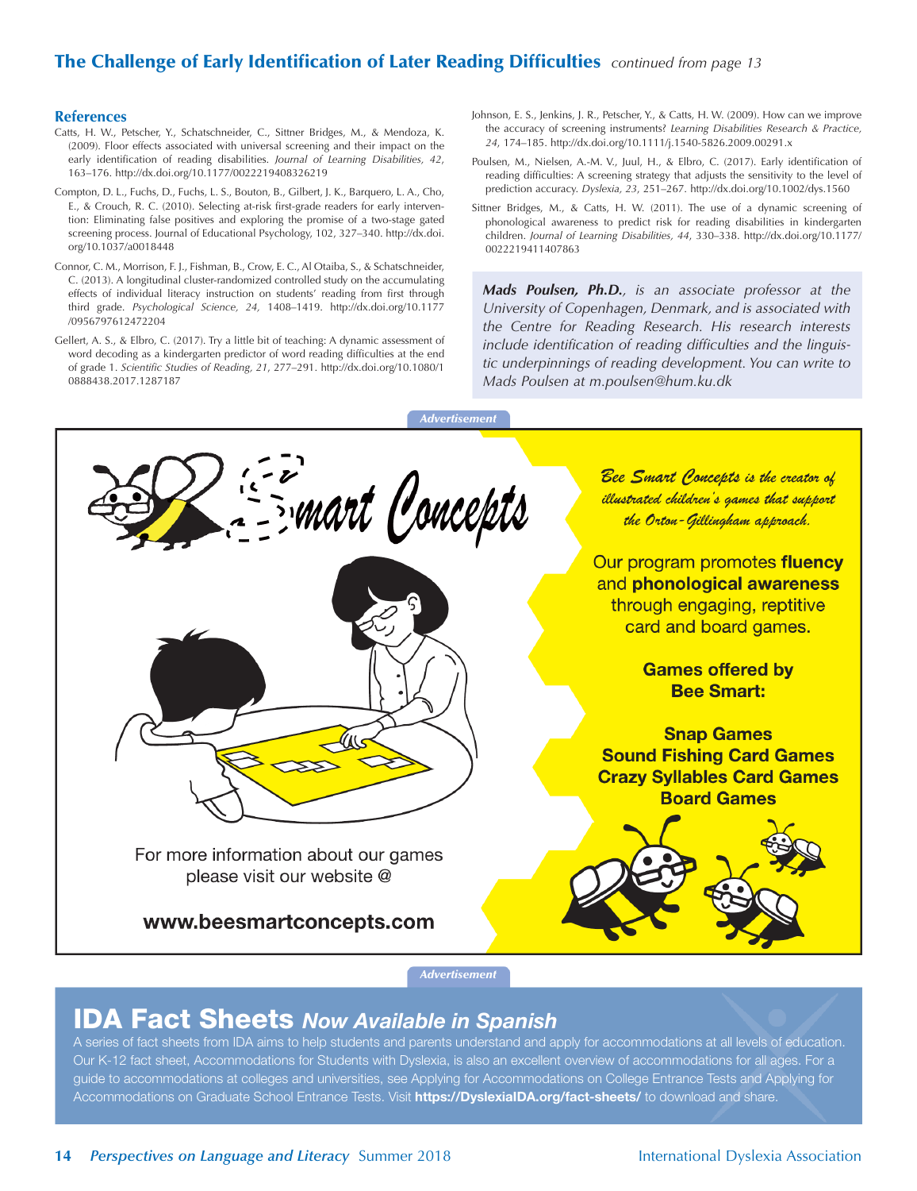## The Challenge of Early Identification of Later Reading Difficulties *continued from page 13*

### References

Catts, H. W., Petscher, Y., Schatschneider, C., Sittner Bridges, M., & Mendoza, K. (2009). Floor effects associated with universal screening and their impact on the early identification of reading disabilities. *Journal of Learning Disabilities, 42*, 163–176. http://dx.doi.org/10.1177/0022219408326219

Compton, D. L., Fuchs, D., Fuchs, L. S., Bouton, B., Gilbert, J. K., Barquero, L. A., Cho, E., & Crouch, R. C. (2010). Selecting at-risk first-grade readers for early intervention: Eliminating false positives and exploring the promise of a two-stage gated screening process. Journal of Educational Psychology, 102, 327–340. http://dx.doi.org/10.1037/a0018448

Connor, C. M., Morrison, F. J., Fishman, B., Crow, E. C., Al Otaiba, S., & Schatschneider, C. (2013). A longitudinal cluster-randomized controlled study on the accumulating effects of individual literacy instruction on students' reading from first through third grade. *Psychological Science, 24,* 1408–1419. http://dx.doi.org/10.1177/0956797612472204

Gellert, A. S., & Elbro, C. (2017). Try a little bit of teaching: A dynamic assessment of word decoding as a kindergarten predictor of word reading difficulties at the end of grade 1. *Scientific Studies of Reading, 21*, 277–291. http://dx.doi.org/10.1080/10888438.2017.1287187

Johnson, E. S., Jenkins, J. R., Petscher, Y., & Catts, H. W. (2009). How can we improve the accuracy of screening instruments? *Learning Disabilities Research & Practice, 24*, 174–185. http://dx.doi.org/10.1111/j.1540-5826.2009.00291.x

Poulsen, M., Nielsen, A.-M. V., Juul, H., & Elbro, C. (2017). Early identification of reading difficulties: A screening strategy that adjusts the sensitivity to the level of prediction accuracy. *Dyslexia, 23*, 251–267. http://dx.doi.org/10.1002/dys.1560

Sittner Bridges, M., & Catts, H. W. (2011). The use of a dynamic screening of phonological awareness to predict risk for reading disabilities in kindergarten children. *Journal of Learning Disabilities, 44*, 330–338. http://dx.doi.org/10.1177/0022219411407863

***Mads Poulsen, Ph.D.**, is an associate professor at the University of Copenhagen, Denmark, and is associated with the Centre for Reading Research. His research interests include identification of reading difficulties and the linguistic underpinnings of reading development. You can write to Mads Poulsen at m.poulsen@hum.ku.dk*

*Advertisement*

Bee Smart Concepts

*Bee Smart Concepts is the creator of illustrated children's games that support the Orton-Gillingham approach.*

Our program promotes **fluency** and **phonological awareness** through engaging, reptitive card and board games.

**Games offered by Bee Smart:**

**Snap Games**
**Sound Fishing Card Games**
**Crazy Syllables Card Games**
**Board Games**

For more information about our games please visit our website @

**www.beesmartconcepts.com**

*Advertisement*

## IDA Fact Sheets *Now Available in Spanish*

A series of fact sheets from IDA aims to help students and parents understand and apply for accommodations at all levels of education. Our K-12 fact sheet, Accommodations for Students with Dyslexia, is also an excellent overview of accommodations for all ages. For a guide to accommodations at colleges and universities, see Applying for Accommodations on College Entrance Tests and Applying for Accommodations on Graduate School Entrance Tests. Visit **https://DyslexiaIDA.org/fact-sheets/** to download and share.